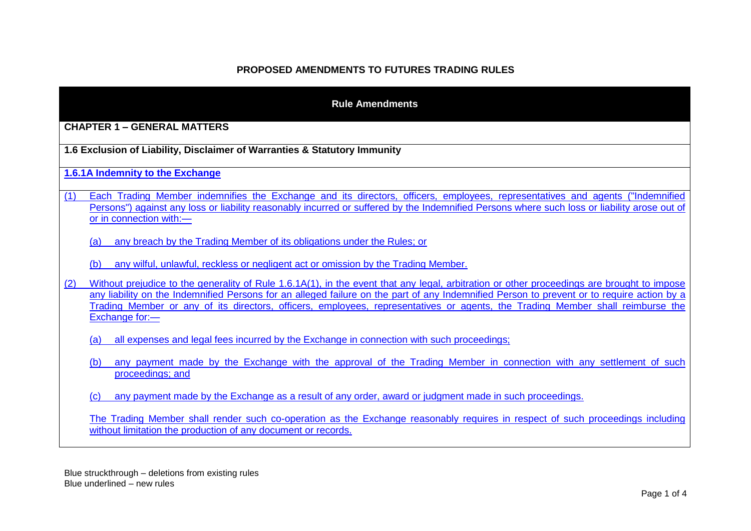# PROPOSED AMENDMENTS TO FUTURES TRADING RULES

## Rule Amendments

### CHAPTER 1 – GENERAL MATTERS

**1.6 Exclusion of Liability, Disclaimer of Warranties & Statutory Immunity**

**1.6.1A Indemnity to the Exchange**

(1) Each Trading Member indemnifies the Exchange and its directors, officers, employees, representatives and agents ("Indemnified Persons") against any loss or liability reasonably incurred or suffered by the Indemnified Persons where such loss or liability arose out of or in connection with:—

(a) any breach by the Trading Member of its obligations under the Rules; or

(b) any wilful, unlawful, reckless or negligent act or omission by the Trading Member.

(2) Without prejudice to the generality of Rule 1.6.1A(1), in the event that any legal, arbitration or other proceedings are brought to impose any liability on the Indemnified Persons for an alleged failure on the part of any Indemnified Person to prevent or to require action by a Trading Member or any of its directors, officers, employees, representatives or agents, the Trading Member shall reimburse the Exchange for:—

(a) all expenses and legal fees incurred by the Exchange in connection with such proceedings;

(b) any payment made by the Exchange with the approval of the Trading Member in connection with any settlement of such proceedings; and

(c) any payment made by the Exchange as a result of any order, award or judgment made in such proceedings.

The Trading Member shall render such co-operation as the Exchange reasonably requires in respect of such proceedings including without limitation the production of any document or records.

Blue struckthrough – deletions from existing rules
Blue underlined – new rules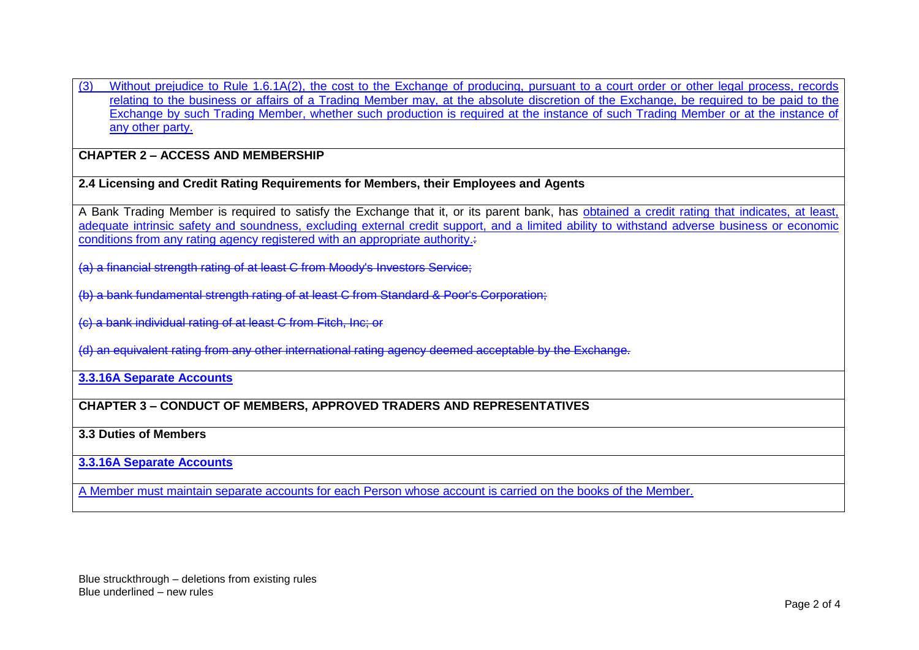(3) Without prejudice to Rule 1.6.1A(2), the cost to the Exchange of producing, pursuant to a court order or other legal process, records relating to the business or affairs of a Trading Member may, at the absolute discretion of the Exchange, be required to be paid to the Exchange by such Trading Member, whether such production is required at the instance of such Trading Member or at the instance of any other party.

## CHAPTER 2 – ACCESS AND MEMBERSHIP

### 2.4 Licensing and Credit Rating Requirements for Members, their Employees and Agents

A Bank Trading Member is required to satisfy the Exchange that it, or its parent bank, has obtained a credit rating that indicates, at least, adequate intrinsic safety and soundness, excluding external credit support, and a limited ability to withstand adverse business or economic conditions from any rating agency registered with an appropriate authority.~~:~~

~~(a) a financial strength rating of at least C from Moody's Investors Service;~~

~~(b) a bank fundamental strength rating of at least C from Standard & Poor's Corporation;~~

~~(c) a bank individual rating of at least C from Fitch, Inc; or~~

~~(d) an equivalent rating from any other international rating agency deemed acceptable by the Exchange.~~

**3.3.16A Separate Accounts**

## CHAPTER 3 – CONDUCT OF MEMBERS, APPROVED TRADERS AND REPRESENTATIVES

### 3.3 Duties of Members

**3.3.16A Separate Accounts**

A Member must maintain separate accounts for each Person whose account is carried on the books of the Member.

Blue struckthrough – deletions from existing rules
Blue underlined – new rules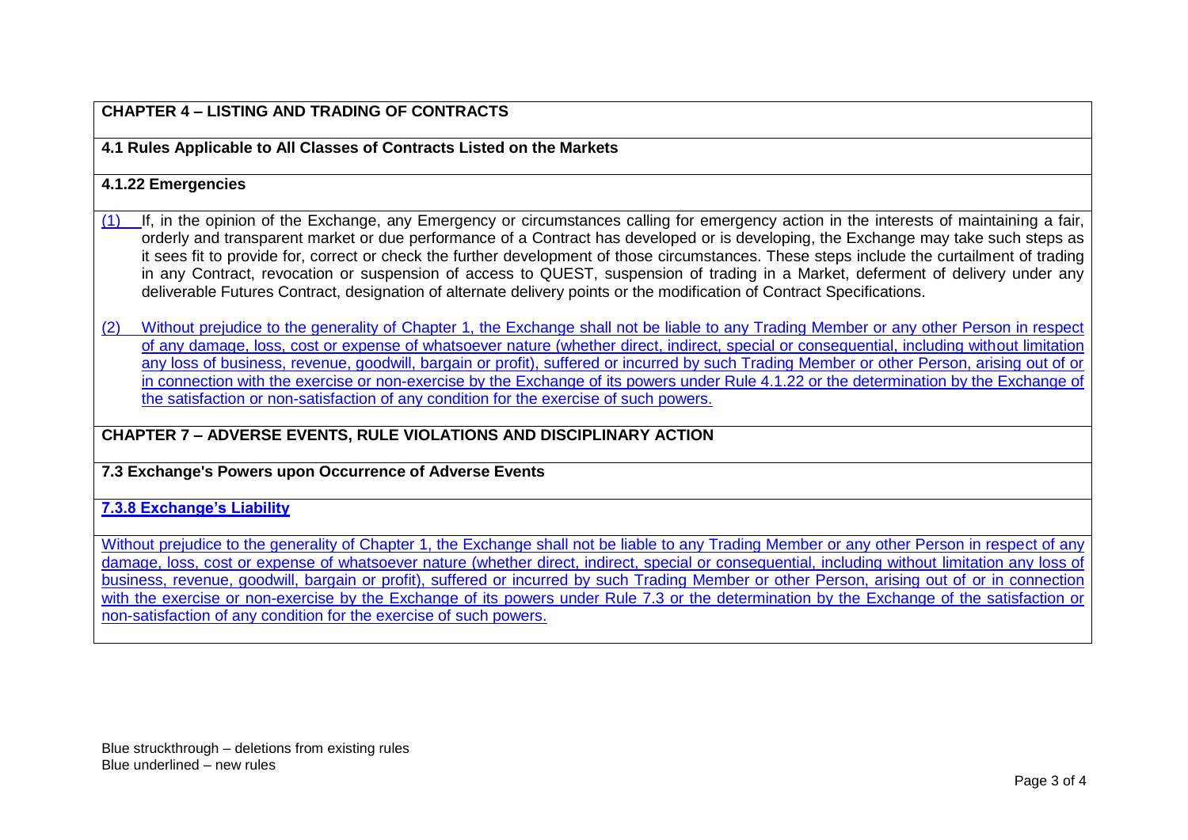**CHAPTER 4 – LISTING AND TRADING OF CONTRACTS**

**4.1 Rules Applicable to All Classes of Contracts Listed on the Markets**

**4.1.22 Emergencies**

(1) If, in the opinion of the Exchange, any Emergency or circumstances calling for emergency action in the interests of maintaining a fair, orderly and transparent market or due performance of a Contract has developed or is developing, the Exchange may take such steps as it sees fit to provide for, correct or check the further development of those circumstances. These steps include the curtailment of trading in any Contract, revocation or suspension of access to QUEST, suspension of trading in a Market, deferment of delivery under any deliverable Futures Contract, designation of alternate delivery points or the modification of Contract Specifications.

(2) Without prejudice to the generality of Chapter 1, the Exchange shall not be liable to any Trading Member or any other Person in respect of any damage, loss, cost or expense of whatsoever nature (whether direct, indirect, special or consequential, including without limitation any loss of business, revenue, goodwill, bargain or profit), suffered or incurred by such Trading Member or other Person, arising out of or in connection with the exercise or non-exercise by the Exchange of its powers under Rule 4.1.22 or the determination by the Exchange of the satisfaction or non-satisfaction of any condition for the exercise of such powers.

**CHAPTER 7 – ADVERSE EVENTS, RULE VIOLATIONS AND DISCIPLINARY ACTION**

**7.3 Exchange's Powers upon Occurrence of Adverse Events**

**7.3.8 Exchange's Liability**

Without prejudice to the generality of Chapter 1, the Exchange shall not be liable to any Trading Member or any other Person in respect of any damage, loss, cost or expense of whatsoever nature (whether direct, indirect, special or consequential, including without limitation any loss of business, revenue, goodwill, bargain or profit), suffered or incurred by such Trading Member or other Person, arising out of or in connection with the exercise or non-exercise by the Exchange of its powers under Rule 7.3 or the determination by the Exchange of the satisfaction or non-satisfaction of any condition for the exercise of such powers.

Blue struckthrough – deletions from existing rules
Blue underlined – new rules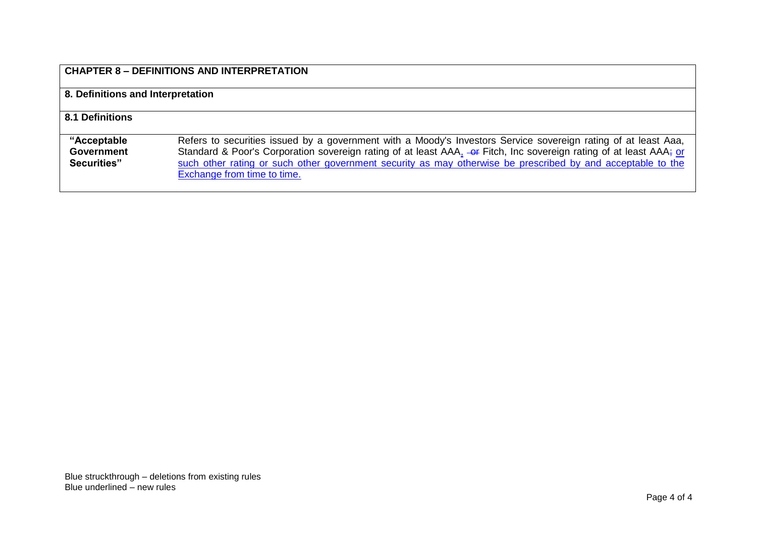| CHAPTER 8 – DEFINITIONS AND INTERPRETATION | |
|---|---|
| **8. Definitions and Interpretation** | |
| **8.1 Definitions** | |
| **"Acceptable Government Securities"** | Refers to securities issued by a government with a Moody's Investors Service sovereign rating of at least Aaa, Standard & Poor's Corporation sovereign rating of at least AAA, ~~or~~ Fitch, Inc sovereign rating of at least AAA~~;~~ or such other rating or such other government security as may otherwise be prescribed by and acceptable to the Exchange from time to time. |

Blue struckthrough – deletions from existing rules
Blue underlined – new rules